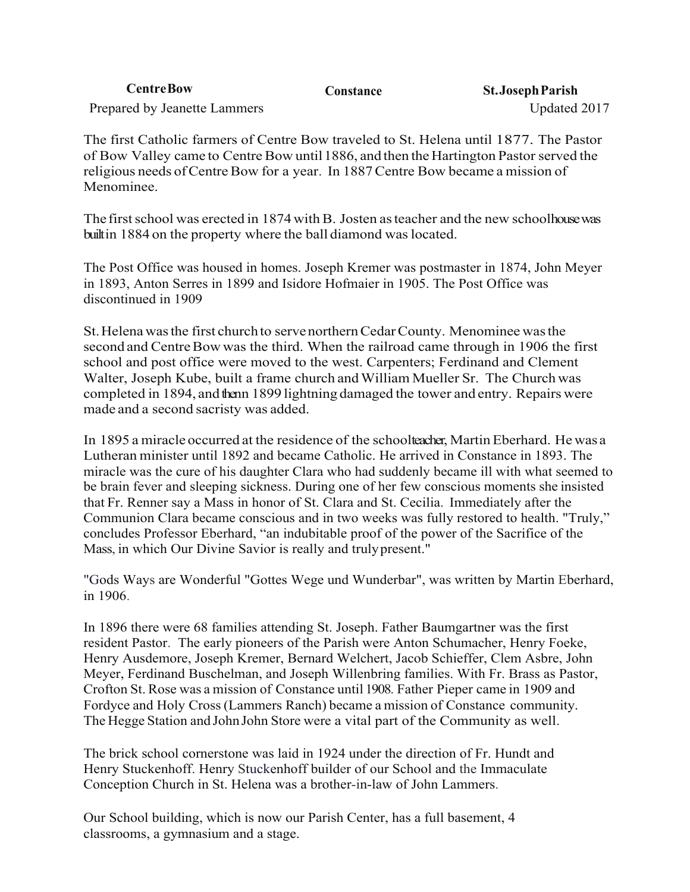**Centre Bow** **Constance** **St. Joseph Parish**

Prepared by Jeanette Lammers Updated 2017

The first Catholic farmers of Centre Bow traveled to St. Helena until 1877. The Pastor of Bow Valley came to Centre Bow until 1886, and then the Hartington Pastor served the religious needs of Centre Bow for a year. In 1887 Centre Bow became a mission of Menominee.

The first school was erected in 1874 with B. Josten as teacher and the new schoolhouse was built in 1884 on the property where the ball diamond was located.

The Post Office was housed in homes. Joseph Kremer was postmaster in 1874, John Meyer in 1893, Anton Serres in 1899 and Isidore Hofmaier in 1905. The Post Office was discontinued in 1909

St. Helena was the first church to serve northern Cedar County. Menominee was the second and Centre Bow was the third. When the railroad came through in 1906 the first school and post office were moved to the west. Carpenters; Ferdinand and Clement Walter, Joseph Kube, built a frame church and William Mueller Sr. The Church was completed in 1894, and thenn 1899 lightning damaged the tower and entry. Repairs were made and a second sacristy was added.

In 1895 a miracle occurred at the residence of the schoolteacher, Martin Eberhard. He was a Lutheran minister until 1892 and became Catholic. He arrived in Constance in 1893. The miracle was the cure of his daughter Clara who had suddenly became ill with what seemed to be brain fever and sleeping sickness. During one of her few conscious moments she insisted that Fr. Renner say a Mass in honor of St. Clara and St. Cecilia. Immediately after the Communion Clara became conscious and in two weeks was fully restored to health. "Truly," concludes Professor Eberhard, "an indubitable proof of the power of the Sacrifice of the Mass, in which Our Divine Savior is really and truly present."

"Gods Ways are Wonderful "Gottes Wege und Wunderbar", was written by Martin Eberhard, in 1906.

In 1896 there were 68 families attending St. Joseph. Father Baumgartner was the first resident Pastor. The early pioneers of the Parish were Anton Schumacher, Henry Foeke, Henry Ausdemore, Joseph Kremer, Bernard Welchert, Jacob Schieffer, Clem Asbre, John Meyer, Ferdinand Buschelman, and Joseph Willenbring families. With Fr. Brass as Pastor, Crofton St. Rose was a mission of Constance until 1908. Father Pieper came in 1909 and Fordyce and Holy Cross (Lammers Ranch) became a mission of Constance community. The Hegge Station and John John Store were a vital part of the Community as well.

The brick school cornerstone was laid in 1924 under the direction of Fr. Hundt and Henry Stuckenhoff. Henry Stuckenhoff builder of our School and the Immaculate Conception Church in St. Helena was a brother-in-law of John Lammers.

Our School building, which is now our Parish Center, has a full basement, 4 classrooms, a gymnasium and a stage.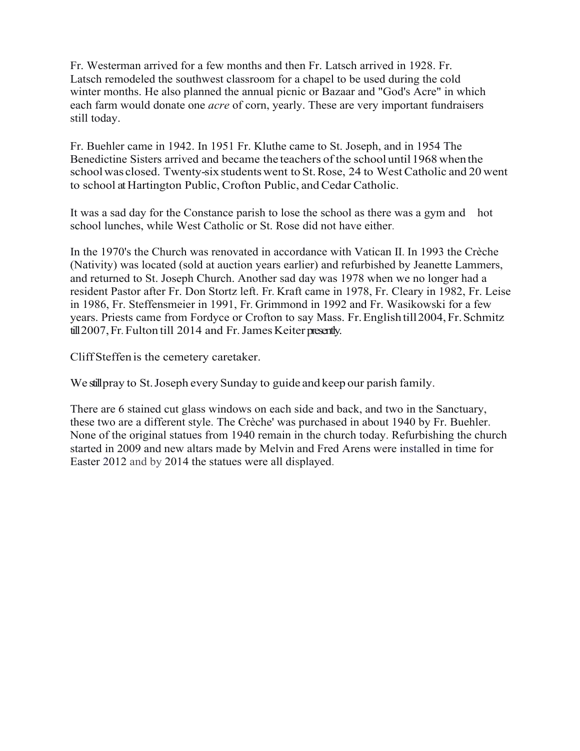Fr. Westerman arrived for a few months and then Fr. Latsch arrived in 1928. Fr. Latsch remodeled the southwest classroom for a chapel to be used during the cold winter months. He also planned the annual picnic or Bazaar and "God's Acre" in which each farm would donate one *acre* of corn, yearly. These are very important fundraisers still today.

Fr. Buehler came in 1942. In 1951 Fr. Kluthe came to St. Joseph, and in 1954 The Benedictine Sisters arrived and became the teachers of the school until 1968 when the school was closed. Twenty-six students went to St. Rose, 24 to West Catholic and 20 went to school at Hartington Public, Crofton Public, and Cedar Catholic.

It was a sad day for the Constance parish to lose the school as there was a gym and hot school lunches, while West Catholic or St. Rose did not have either.

In the 1970's the Church was renovated in accordance with Vatican II. In 1993 the Crèche (Nativity) was located (sold at auction years earlier) and refurbished by Jeanette Lammers, and returned to St. Joseph Church. Another sad day was 1978 when we no longer had a resident Pastor after Fr. Don Stortz left. Fr. Kraft came in 1978, Fr. Cleary in 1982, Fr. Leise in 1986, Fr. Steffensmeier in 1991, Fr. Grimmond in 1992 and Fr. Wasikowski for a few years. Priests came from Fordyce or Crofton to say Mass. Fr. English till 2004, Fr. Schmitz till 2007, Fr. Fulton till 2014 and Fr. James Keiter presently.

Cliff Steffen is the cemetery caretaker.

We still pray to St. Joseph every Sunday to guide and keep our parish family.

There are 6 stained cut glass windows on each side and back, and two in the Sanctuary, these two are a different style. The Crèche' was purchased in about 1940 by Fr. Buehler. None of the original statues from 1940 remain in the church today. Refurbishing the church started in 2009 and new altars made by Melvin and Fred Arens were installed in time for Easter 2012 and by 2014 the statues were all displayed.